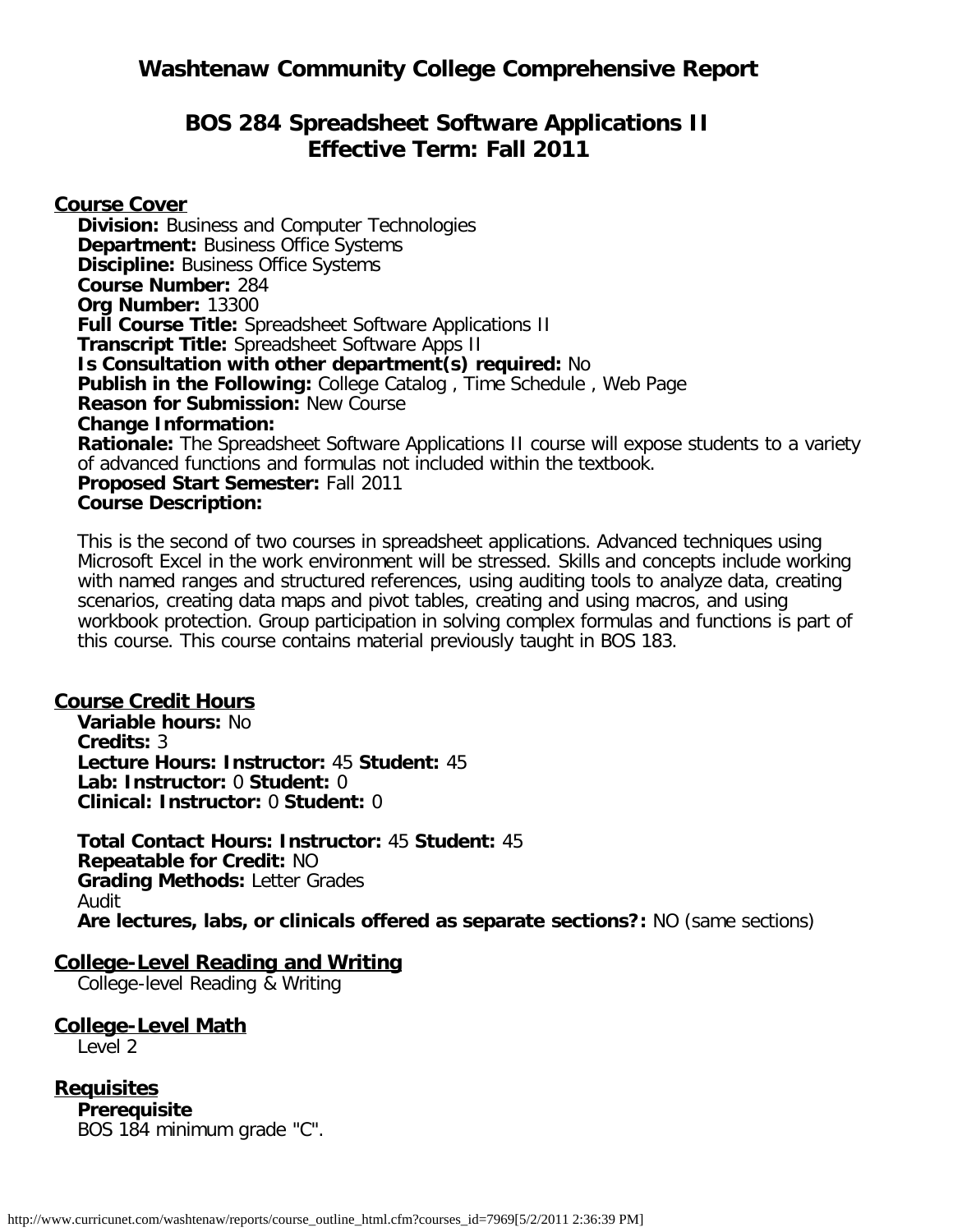# Washtenaw Community College Comprehensive Report

## BOS 284 Spreadsheet Software Applications II
## Effective Term: Fall 2011

### Course Cover

**Division:** Business and Computer Technologies
**Department:** Business Office Systems
**Discipline:** Business Office Systems
**Course Number:** 284
**Org Number:** 13300
**Full Course Title:** Spreadsheet Software Applications II
**Transcript Title:** Spreadsheet Software Apps II
**Is Consultation with other department(s) required:** No
**Publish in the Following:** College Catalog , Time Schedule , Web Page
**Reason for Submission:** New Course
**Change Information:**
**Rationale:** The Spreadsheet Software Applications II course will expose students to a variety of advanced functions and formulas not included within the textbook.
**Proposed Start Semester:** Fall 2011
**Course Description:**

This is the second of two courses in spreadsheet applications. Advanced techniques using Microsoft Excel in the work environment will be stressed. Skills and concepts include working with named ranges and structured references, using auditing tools to analyze data, creating scenarios, creating data maps and pivot tables, creating and using macros, and using workbook protection. Group participation in solving complex formulas and functions is part of this course. This course contains material previously taught in BOS 183.

### Course Credit Hours

**Variable hours:** No
**Credits:** 3
**Lecture Hours: Instructor:** 45 **Student:** 45
**Lab: Instructor:** 0 **Student:** 0
**Clinical: Instructor:** 0 **Student:** 0

**Total Contact Hours: Instructor:** 45 **Student:** 45
**Repeatable for Credit:** NO
**Grading Methods:** Letter Grades
Audit
**Are lectures, labs, or clinicals offered as separate sections?:** NO (same sections)

### College-Level Reading and Writing

College-level Reading & Writing

### College-Level Math

Level 2

### Requisites

**Prerequisite**
BOS 184 minimum grade "C".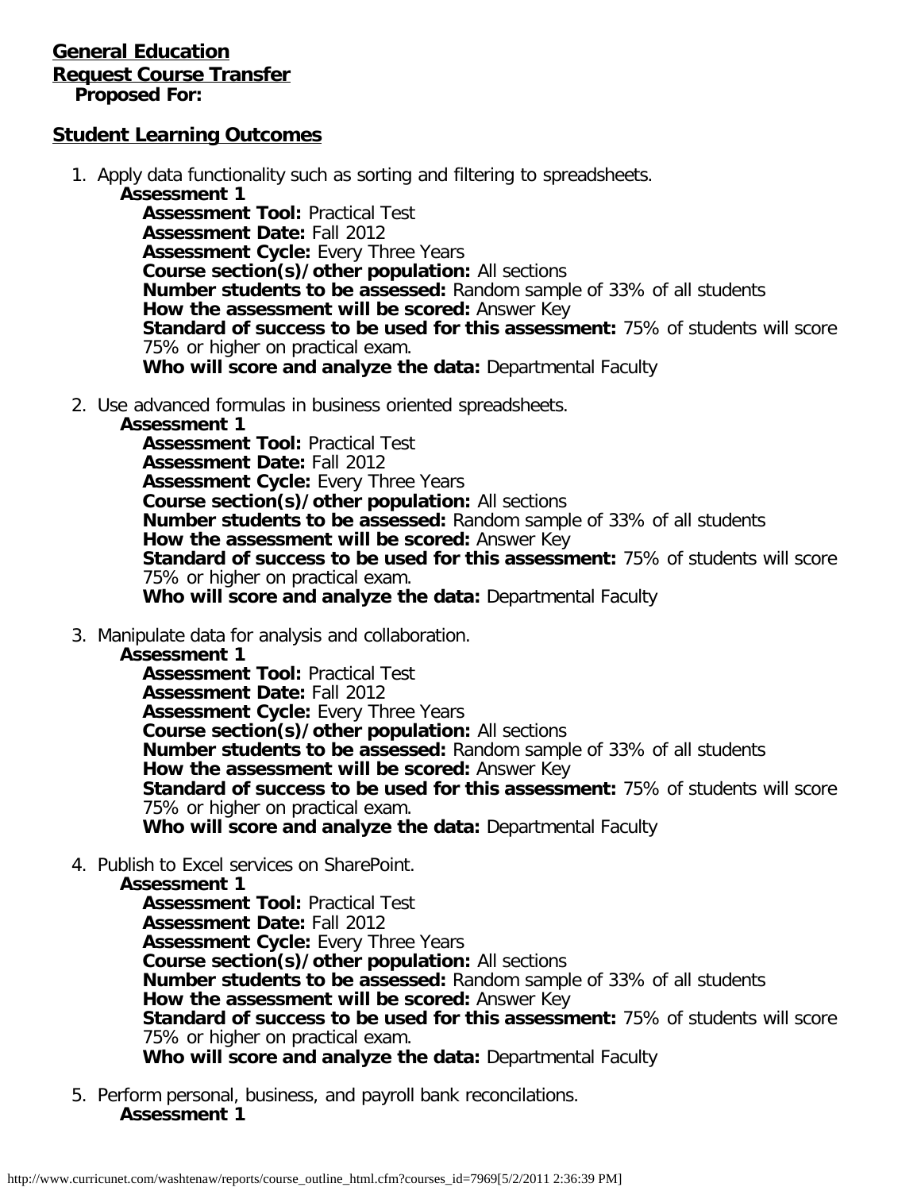**General Education**

**Request Course Transfer**

**Proposed For:**

## Student Learning Outcomes

1. Apply data functionality such as sorting and filtering to spreadsheets.
   - **Assessment 1**
     - **Assessment Tool:** Practical Test
     - **Assessment Date:** Fall 2012
     - **Assessment Cycle:** Every Three Years
     - **Course section(s)/other population:** All sections
     - **Number students to be assessed:** Random sample of 33% of all students
     - **How the assessment will be scored:** Answer Key
     - **Standard of success to be used for this assessment:** 75% of students will score 75% or higher on practical exam.
     - **Who will score and analyze the data:** Departmental Faculty
2. Use advanced formulas in business oriented spreadsheets.
   - **Assessment 1**
     - **Assessment Tool:** Practical Test
     - **Assessment Date:** Fall 2012
     - **Assessment Cycle:** Every Three Years
     - **Course section(s)/other population:** All sections
     - **Number students to be assessed:** Random sample of 33% of all students
     - **How the assessment will be scored:** Answer Key
     - **Standard of success to be used for this assessment:** 75% of students will score 75% or higher on practical exam.
     - **Who will score and analyze the data:** Departmental Faculty
3. Manipulate data for analysis and collaboration.
   - **Assessment 1**
     - **Assessment Tool:** Practical Test
     - **Assessment Date:** Fall 2012
     - **Assessment Cycle:** Every Three Years
     - **Course section(s)/other population:** All sections
     - **Number students to be assessed:** Random sample of 33% of all students
     - **How the assessment will be scored:** Answer Key
     - **Standard of success to be used for this assessment:** 75% of students will score 75% or higher on practical exam.
     - **Who will score and analyze the data:** Departmental Faculty
4. Publish to Excel services on SharePoint.
   - **Assessment 1**
     - **Assessment Tool:** Practical Test
     - **Assessment Date:** Fall 2012
     - **Assessment Cycle:** Every Three Years
     - **Course section(s)/other population:** All sections
     - **Number students to be assessed:** Random sample of 33% of all students
     - **How the assessment will be scored:** Answer Key
     - **Standard of success to be used for this assessment:** 75% of students will score 75% or higher on practical exam.
     - **Who will score and analyze the data:** Departmental Faculty
5. Perform personal, business, and payroll bank reconcilations.
   - **Assessment 1**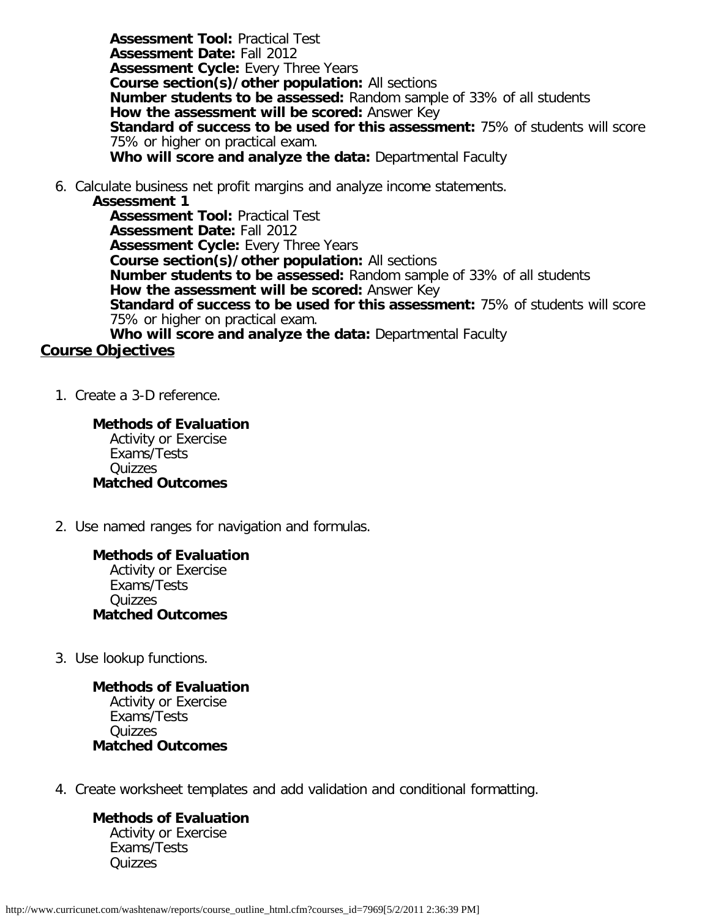**Assessment Tool:** Practical Test
**Assessment Date:** Fall 2012
**Assessment Cycle:** Every Three Years
**Course section(s)/other population:** All sections
**Number students to be assessed:** Random sample of 33% of all students
**How the assessment will be scored:** Answer Key
**Standard of success to be used for this assessment:** 75% of students will score 75% or higher on practical exam.
**Who will score and analyze the data:** Departmental Faculty

6. Calculate business net profit margins and analyze income statements.

   **Assessment 1**

   **Assessment Tool:** Practical Test
   **Assessment Date:** Fall 2012
   **Assessment Cycle:** Every Three Years
   **Course section(s)/other population:** All sections
   **Number students to be assessed:** Random sample of 33% of all students
   **How the assessment will be scored:** Answer Key
   **Standard of success to be used for this assessment:** 75% of students will score 75% or higher on practical exam.
   **Who will score and analyze the data:** Departmental Faculty

## Course Objectives

1. Create a 3-D reference.

   **Methods of Evaluation**
   Activity or Exercise
   Exams/Tests
   Quizzes
   **Matched Outcomes**

2. Use named ranges for navigation and formulas.

   **Methods of Evaluation**
   Activity or Exercise
   Exams/Tests
   Quizzes
   **Matched Outcomes**

3. Use lookup functions.

   **Methods of Evaluation**
   Activity or Exercise
   Exams/Tests
   Quizzes
   **Matched Outcomes**

4. Create worksheet templates and add validation and conditional formatting.

   **Methods of Evaluation**
   Activity or Exercise
   Exams/Tests
   Quizzes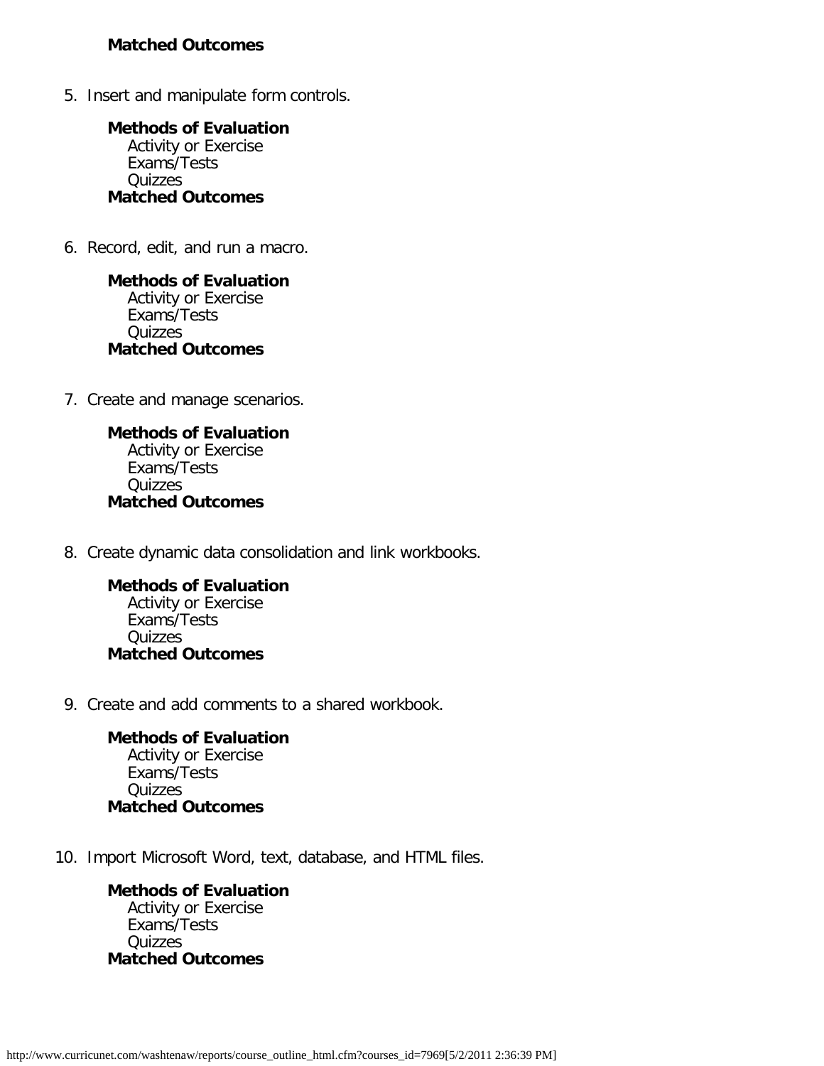**Matched Outcomes**

5. Insert and manipulate form controls.

   **Methods of Evaluation**
   Activity or Exercise
   Exams/Tests
   Quizzes
   **Matched Outcomes**

6. Record, edit, and run a macro.

   **Methods of Evaluation**
   Activity or Exercise
   Exams/Tests
   Quizzes
   **Matched Outcomes**

7. Create and manage scenarios.

   **Methods of Evaluation**
   Activity or Exercise
   Exams/Tests
   Quizzes
   **Matched Outcomes**

8. Create dynamic data consolidation and link workbooks.

   **Methods of Evaluation**
   Activity or Exercise
   Exams/Tests
   Quizzes
   **Matched Outcomes**

9. Create and add comments to a shared workbook.

   **Methods of Evaluation**
   Activity or Exercise
   Exams/Tests
   Quizzes
   **Matched Outcomes**

10. Import Microsoft Word, text, database, and HTML files.

    **Methods of Evaluation**
    Activity or Exercise
    Exams/Tests
    Quizzes
    **Matched Outcomes**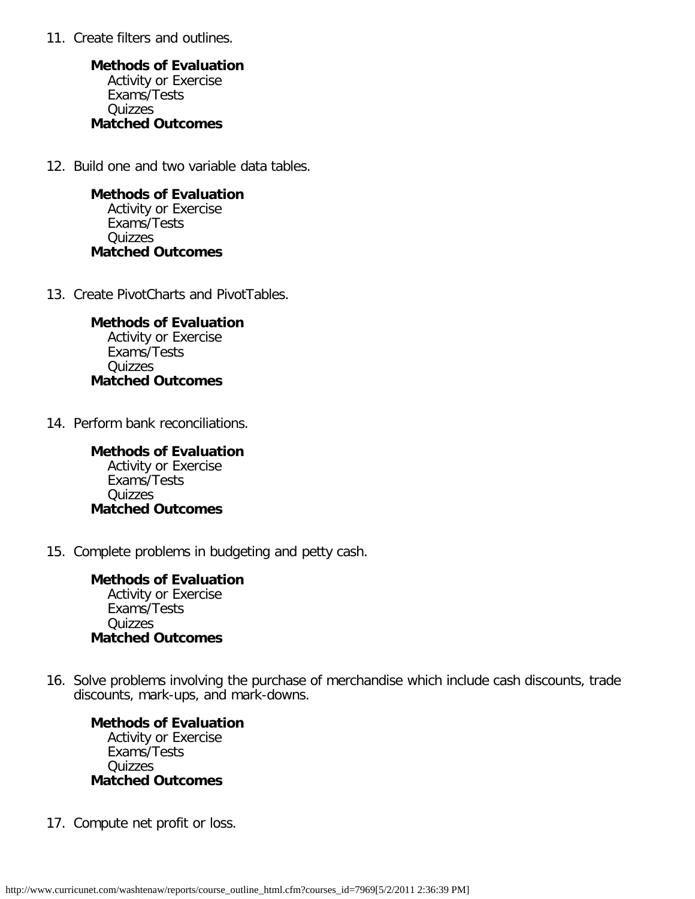11. Create filters and outlines.

    **Methods of Evaluation**
    Activity or Exercise
    Exams/Tests
    Quizzes
    **Matched Outcomes**

12. Build one and two variable data tables.

    **Methods of Evaluation**
    Activity or Exercise
    Exams/Tests
    Quizzes
    **Matched Outcomes**

13. Create PivotCharts and PivotTables.

    **Methods of Evaluation**
    Activity or Exercise
    Exams/Tests
    Quizzes
    **Matched Outcomes**

14. Perform bank reconciliations.

    **Methods of Evaluation**
    Activity or Exercise
    Exams/Tests
    Quizzes
    **Matched Outcomes**

15. Complete problems in budgeting and petty cash.

    **Methods of Evaluation**
    Activity or Exercise
    Exams/Tests
    Quizzes
    **Matched Outcomes**

16. Solve problems involving the purchase of merchandise which include cash discounts, trade discounts, mark-ups, and mark-downs.

    **Methods of Evaluation**
    Activity or Exercise
    Exams/Tests
    Quizzes
    **Matched Outcomes**

17. Compute net profit or loss.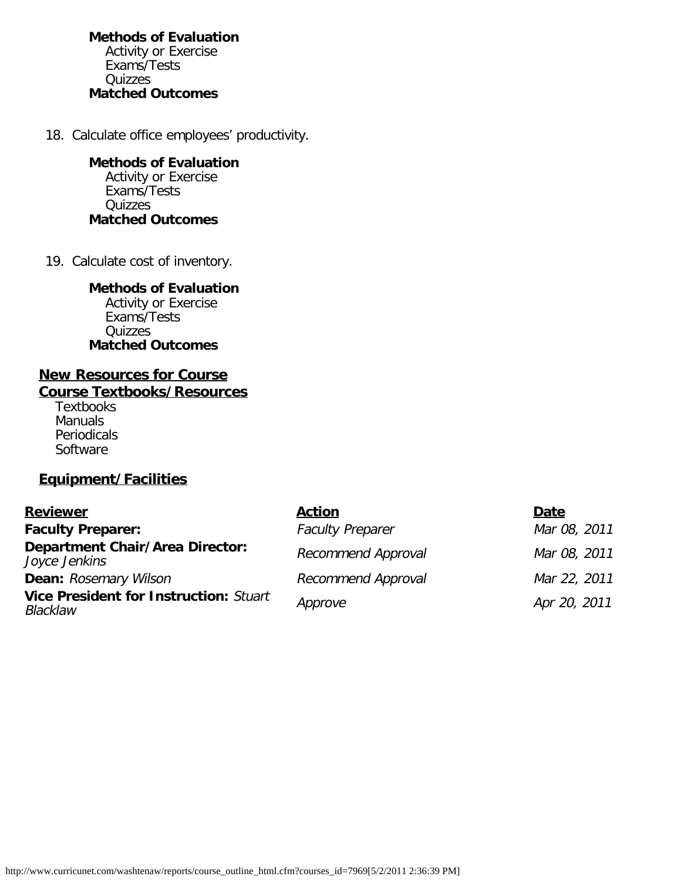**Methods of Evaluation**
Activity or Exercise
Exams/Tests
Quizzes
**Matched Outcomes**

18. Calculate office employees' productivity.

**Methods of Evaluation**
Activity or Exercise
Exams/Tests
Quizzes
**Matched Outcomes**

19. Calculate cost of inventory.

**Methods of Evaluation**
Activity or Exercise
Exams/Tests
Quizzes
**Matched Outcomes**

## New Resources for Course

## Course Textbooks/Resources

Textbooks
Manuals
Periodicals
Software

## Equipment/Facilities

| Reviewer | Action | Date |
|---|---|---|
| **Faculty Preparer:** | *Faculty Preparer* | *Mar 08, 2011* |
| **Department Chair/Area Director:** *Joyce Jenkins* | *Recommend Approval* | *Mar 08, 2011* |
| **Dean:** *Rosemary Wilson* | *Recommend Approval* | *Mar 22, 2011* |
| **Vice President for Instruction:** *Stuart Blacklaw* | *Approve* | *Apr 20, 2011* |